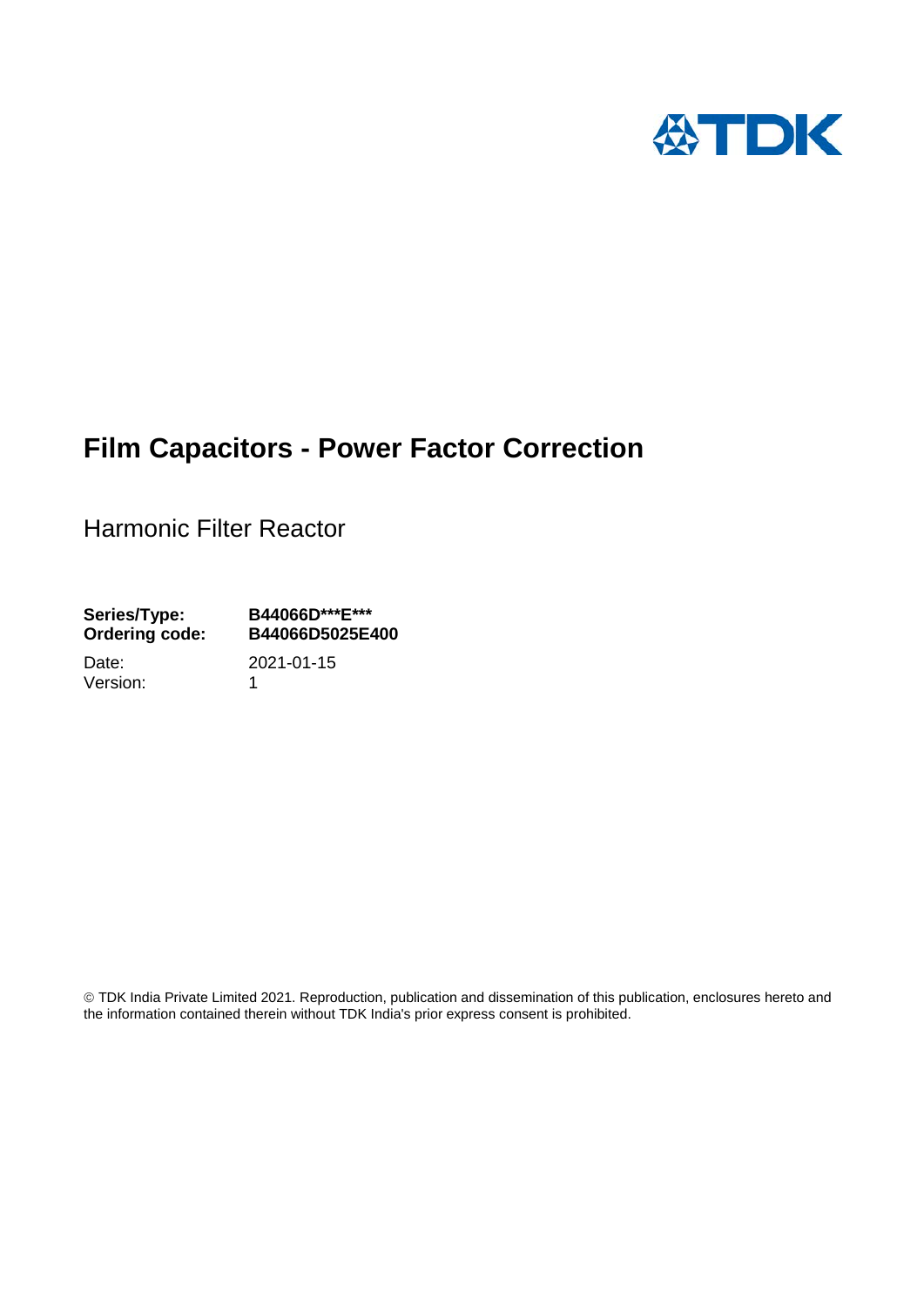# Film Capacitors - Power Factor Correction

## Harmonic Filter Reactor

**Series/Type:** **B44066D\*\*\*E\*\*\***
**Ordering code:** **B44066D5025E400**

Date: 2021-01-15
Version: 1

© TDK India Private Limited 2021. Reproduction, publication and dissemination of this publication, enclosures hereto and the information contained therein without TDK India's prior express consent is prohibited.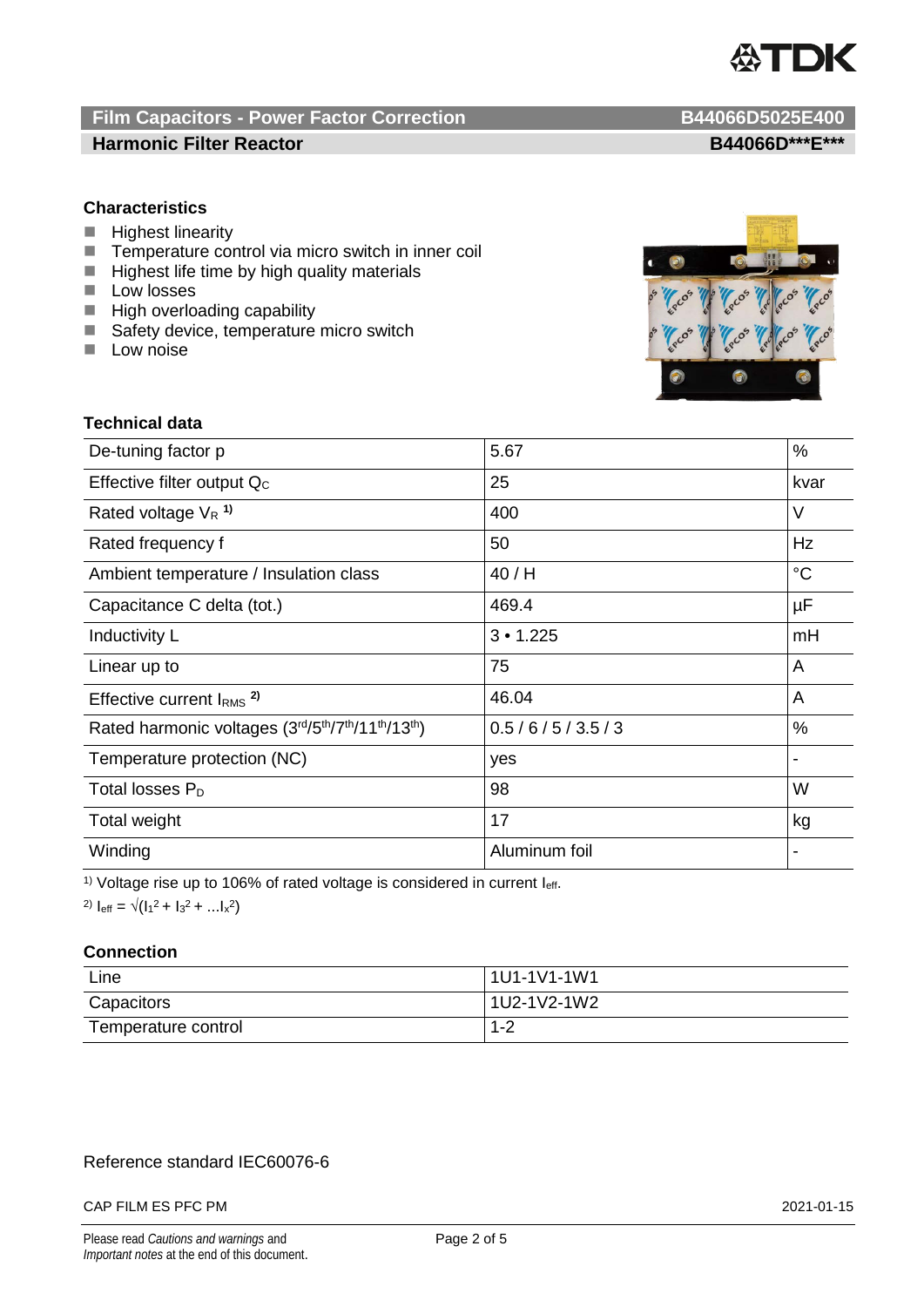# Film Capacitors - Power Factor Correction B44066D5025E400

## Harmonic Filter Reactor B44066D***E***

### Characteristics

- Highest linearity
- Temperature control via micro switch in inner coil
- Highest life time by high quality materials
- Low losses
- High overloading capability
- Safety device, temperature micro switch
- Low noise

### Technical data

| | | |
|---|---|---|
| De-tuning factor p | 5.67 | % |
| Effective filter output $Q_C$ | 25 | kvar |
| Rated voltage $V_R$ [1)] | 400 | V |
| Rated frequency f | 50 | Hz |
| Ambient temperature / Insulation class | 40 / H | °C |
| Capacitance C delta (tot.) | 469.4 | µF |
| Inductivity L | 3 • 1.225 | mH |
| Linear up to | 75 | A |
| Effective current $I_{RMS}$ [2)] | 46.04 | A |
| Rated harmonic voltages (3rd/5th/7th/11th/13th) | 0.5 / 6 / 5 / 3.5 / 3 | % |
| Temperature protection (NC) | yes | - |
| Total losses $P_D$ | 98 | W |
| Total weight | 17 | kg |
| Winding | Aluminum foil | - |

[1)] Voltage rise up to 106% of rated voltage is considered in current $I_{eff}$.

[2)] $I_{eff} = \sqrt{(I_1^2 + I_3^2 + \ldots I_x^2)}$

### Connection

| | |
|---|---|
| Line | 1U1-1V1-1W1 |
| Capacitors | 1U2-1V2-1W2 |
| Temperature control | 1-2 |

Reference standard IEC60076-6

CAP FILM ES PFC PM 2021-01-15

Please read *Cautions and warnings* and *Important notes* at the end of this document.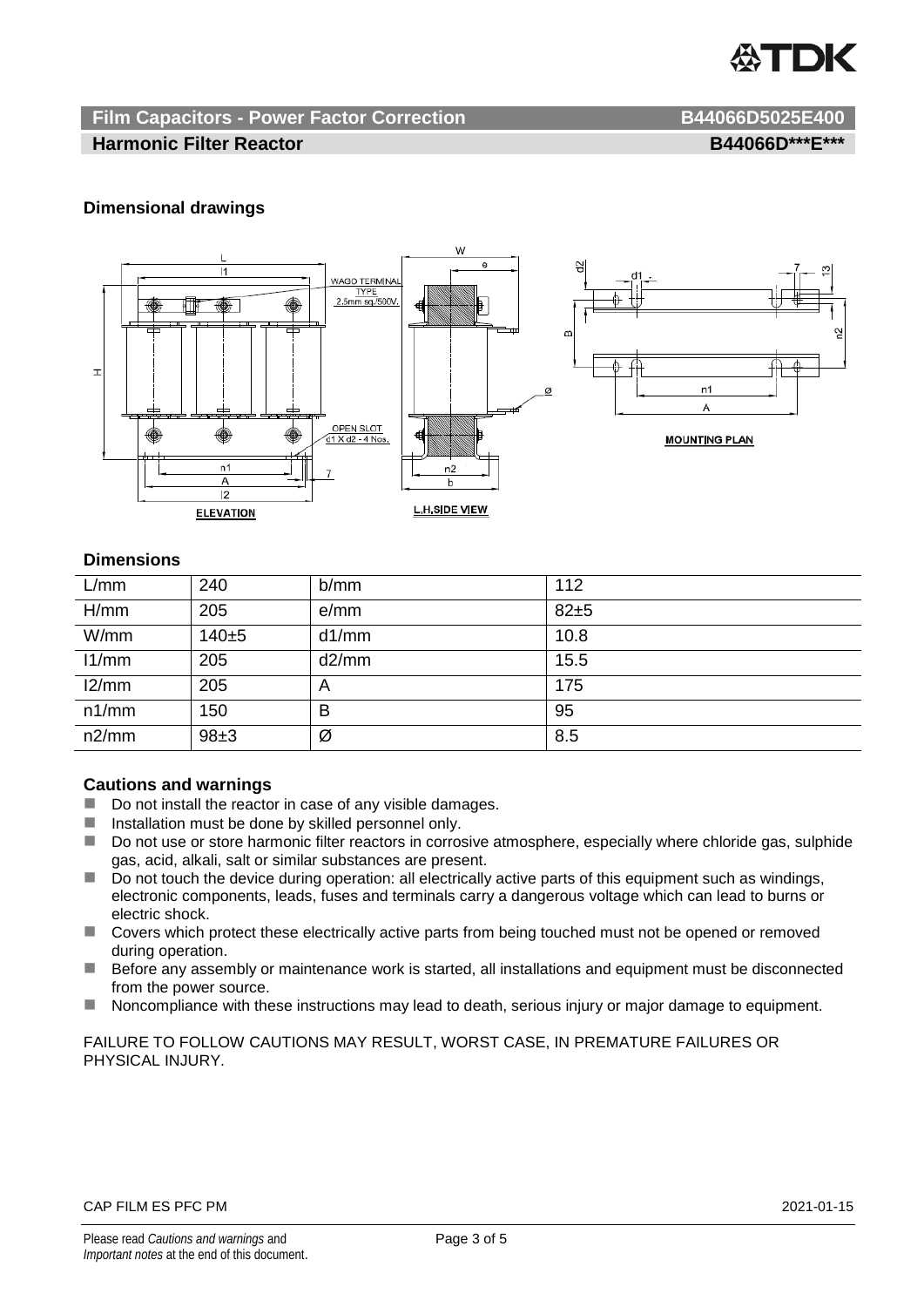## Film Capacitors - Power Factor Correction B44066D5025E400

### Harmonic Filter Reactor B44066D\*\*\*E\*\*\*

### Dimensional drawings

ELEVATION

L.H.SIDE VIEW

MOUNTING PLAN

### Dimensions

| L/mm | 240 | b/mm | 112 |
|---|---|---|---|
| H/mm | 205 | e/mm | 82±5 |
| W/mm | 140±5 | d1/mm | 10.8 |
| l1/mm | 205 | d2/mm | 15.5 |
| l2/mm | 205 | A | 175 |
| n1/mm | 150 | B | 95 |
| n2/mm | 98±3 | Ø | 8.5 |

### Cautions and warnings

- Do not install the reactor in case of any visible damages.
- Installation must be done by skilled personnel only.
- Do not use or store harmonic filter reactors in corrosive atmosphere, especially where chloride gas, sulphide gas, acid, alkali, salt or similar substances are present.
- Do not touch the device during operation: all electrically active parts of this equipment such as windings, electronic components, leads, fuses and terminals carry a dangerous voltage which can lead to burns or electric shock.
- Covers which protect these electrically active parts from being touched must not be opened or removed during operation.
- Before any assembly or maintenance work is started, all installations and equipment must be disconnected from the power source.
- Noncompliance with these instructions may lead to death, serious injury or major damage to equipment.

FAILURE TO FOLLOW CAUTIONS MAY RESULT, WORST CASE, IN PREMATURE FAILURES OR PHYSICAL INJURY.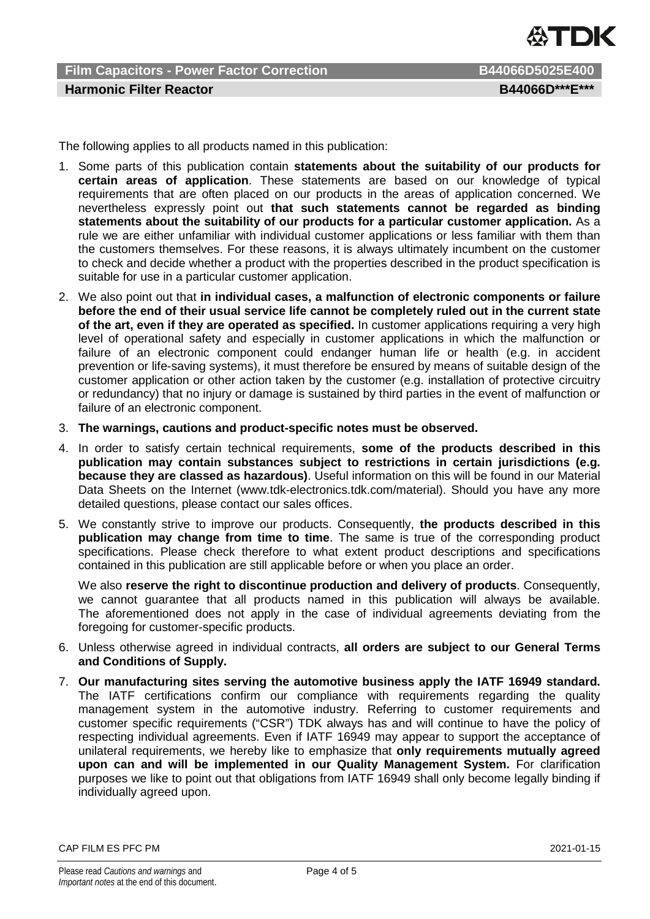The following applies to all products named in this publication:

1. Some parts of this publication contain **statements about the suitability of our products for certain areas of application**. These statements are based on our knowledge of typical requirements that are often placed on our products in the areas of application concerned. We nevertheless expressly point out **that such statements cannot be regarded as binding statements about the suitability of our products for a particular customer application.** As a rule we are either unfamiliar with individual customer applications or less familiar with them than the customers themselves. For these reasons, it is always ultimately incumbent on the customer to check and decide whether a product with the properties described in the product specification is suitable for use in a particular customer application.
2. We also point out that **in individual cases, a malfunction of electronic components or failure before the end of their usual service life cannot be completely ruled out in the current state of the art, even if they are operated as specified.** In customer applications requiring a very high level of operational safety and especially in customer applications in which the malfunction or failure of an electronic component could endanger human life or health (e.g. in accident prevention or life-saving systems), it must therefore be ensured by means of suitable design of the customer application or other action taken by the customer (e.g. installation of protective circuitry or redundancy) that no injury or damage is sustained by third parties in the event of malfunction or failure of an electronic component.
3. **The warnings, cautions and product-specific notes must be observed.**
4. In order to satisfy certain technical requirements, **some of the products described in this publication may contain substances subject to restrictions in certain jurisdictions (e.g. because they are classed as hazardous)**. Useful information on this will be found in our Material Data Sheets on the Internet (www.tdk-electronics.tdk.com/material). Should you have any more detailed questions, please contact our sales offices.
5. We constantly strive to improve our products. Consequently, **the products described in this publication may change from time to time**. The same is true of the corresponding product specifications. Please check therefore to what extent product descriptions and specifications contained in this publication are still applicable before or when you place an order.

   We also **reserve the right to discontinue production and delivery of products**. Consequently, we cannot guarantee that all products named in this publication will always be available. The aforementioned does not apply in the case of individual agreements deviating from the foregoing for customer-specific products.
6. Unless otherwise agreed in individual contracts, **all orders are subject to our General Terms and Conditions of Supply.**
7. **Our manufacturing sites serving the automotive business apply the IATF 16949 standard.** The IATF certifications confirm our compliance with requirements regarding the quality management system in the automotive industry. Referring to customer requirements and customer specific requirements ("CSR") TDK always has and will continue to have the policy of respecting individual agreements. Even if IATF 16949 may appear to support the acceptance of unilateral requirements, we hereby like to emphasize that **only requirements mutually agreed upon can and will be implemented in our Quality Management System.** For clarification purposes we like to point out that obligations from IATF 16949 shall only become legally binding if individually agreed upon.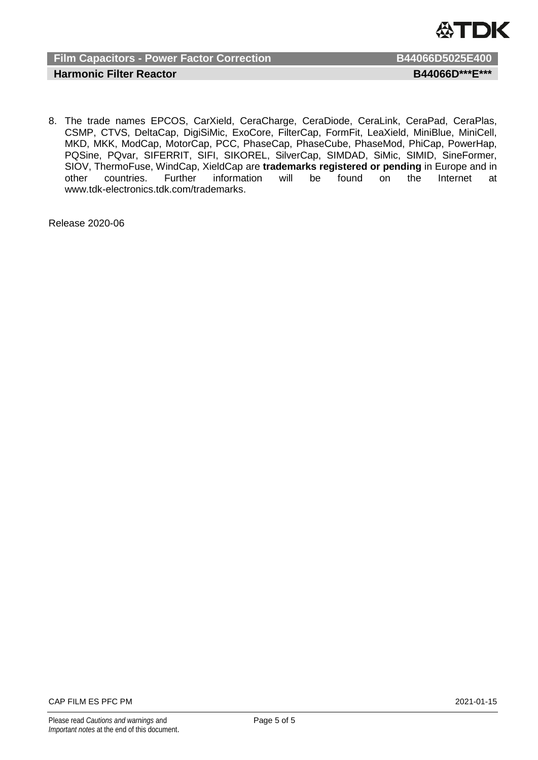8. The trade names EPCOS, CarXield, CeraCharge, CeraDiode, CeraLink, CeraPad, CeraPlas, CSMP, CTVS, DeltaCap, DigiSiMic, ExoCore, FilterCap, FormFit, LeaXield, MiniBlue, MiniCell, MKD, MKK, ModCap, MotorCap, PCC, PhaseCap, PhaseCube, PhaseMod, PhiCap, PowerHap, PQSine, PQvar, SIFERRIT, SIFI, SIKOREL, SilverCap, SIMDAD, SiMic, SIMID, SineFormer, SIOV, ThermoFuse, WindCap, XieldCap are **trademarks registered or pending** in Europe and in other countries. Further information will be found on the Internet at www.tdk-electronics.tdk.com/trademarks.

Release 2020-06